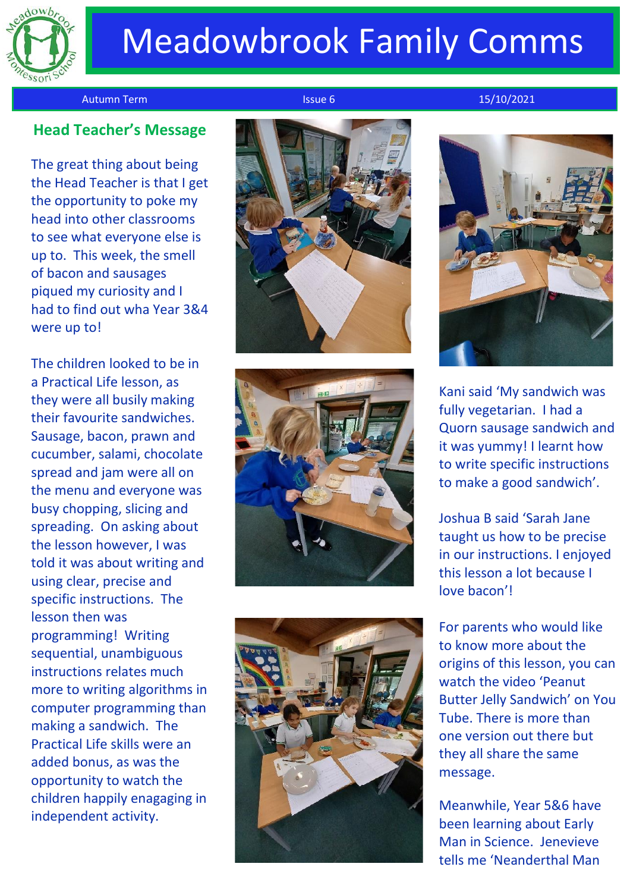# Meadowbrook Family Comms

Autumn Term | Issue 6 | 15/10/2021

## Head Teacher's Message

The great thing about being the Head Teacher is that I get the opportunity to poke my head into other classrooms to see what everyone else is up to. This week, the smell of bacon and sausages piqued my curiosity and I had to find out wha Year 3&4 were up to!

The children looked to be in a Practical Life lesson, as they were all busily making their favourite sandwiches. Sausage, bacon, prawn and cucumber, salami, chocolate spread and jam were all on the menu and everyone was busy chopping, slicing and spreading. On asking about the lesson however, I was told it was about writing and using clear, precise and specific instructions. The lesson then was programming! Writing sequential, unambiguous instructions relates much more to writing algorithms in computer programming than making a sandwich. The Practical Life skills were an added bonus, as was the opportunity to watch the children happily engaging in independent activity.

Kani said 'My sandwich was fully vegetarian. I had a Quorn sausage sandwich and it was yummy! I learnt how to write specific instructions to make a good sandwich'.

Joshua B said 'Sarah Jane taught us how to be precise in our instructions. I enjoyed this lesson a lot because I love bacon'!

For parents who would like to know more about the origins of this lesson, you can watch the video 'Peanut Butter Jelly Sandwich' on You Tube. There is more than one version out there but they all share the same message.

Meanwhile, Year 5&6 have been learning about Early Man in Science. Jenevieve tells me 'Neanderthal Man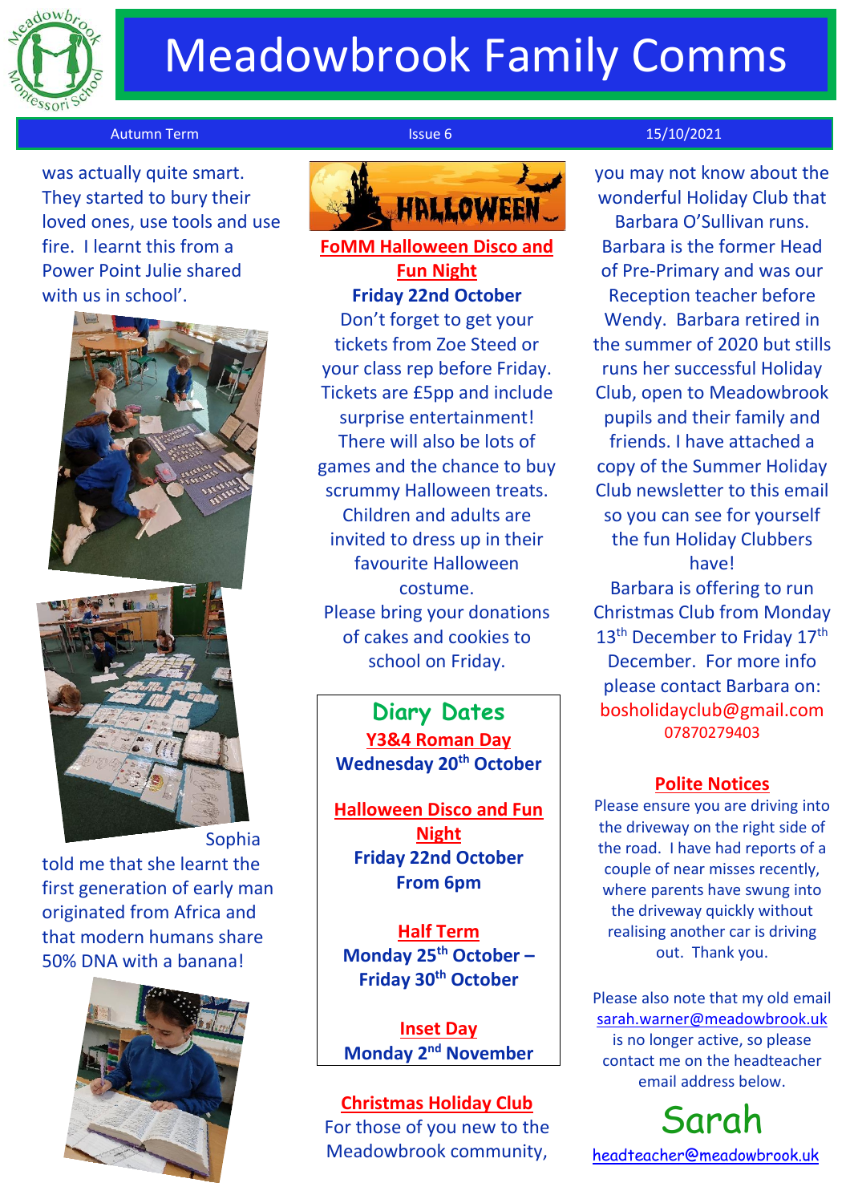# Meadowbrook Family Comms

Autumn Term | Issue 6 | 15/10/2021

was actually quite smart. They started to bury their loved ones, use tools and use fire. I learnt this from a Power Point Julie shared with us in school'.

Sophia told me that she learnt the first generation of early man originated from Africa and that modern humans share 50% DNA with a banana!

**FoMM Halloween Disco and Fun Night**

**Friday 22nd October**

Don't forget to get your tickets from Zoe Steed or your class rep before Friday. Tickets are £5pp and include surprise entertainment! There will also be lots of games and the chance to buy scrummy Halloween treats. Children and adults are invited to dress up in their favourite Halloween costume.

Please bring your donations of cakes and cookies to school on Friday.

## Diary Dates

**Y3&4 Roman Day**
**Wednesday 20th October**

**Halloween Disco and Fun Night**
**Friday 22nd October**
**From 6pm**

**Half Term**
**Monday 25th October – Friday 30th October**

**Inset Day**
**Monday 2nd November**

**Christmas Holiday Club**

For those of you new to the Meadowbrook community, you may not know about the wonderful Holiday Club that Barbara O'Sullivan runs. Barbara is the former Head of Pre-Primary and was our Reception teacher before Wendy. Barbara retired in the summer of 2020 but stills runs her successful Holiday Club, open to Meadowbrook pupils and their family and friends. I have attached a copy of the Summer Holiday Club newsletter to this email so you can see for yourself the fun Holiday Clubbers have!

Barbara is offering to run Christmas Club from Monday 13th December to Friday 17th December. For more info please contact Barbara on:

bosholidayclub@gmail.com
07870279403

**Polite Notices**

Please ensure you are driving into the driveway on the right side of the road. I have had reports of a couple of near misses recently, where parents have swung into the driveway quickly without realising another car is driving out. Thank you.

Please also note that my old email sarah.warner@meadowbrook.uk is no longer active, so please contact me on the headteacher email address below.

Sarah

headteacher@meadowbrook.uk